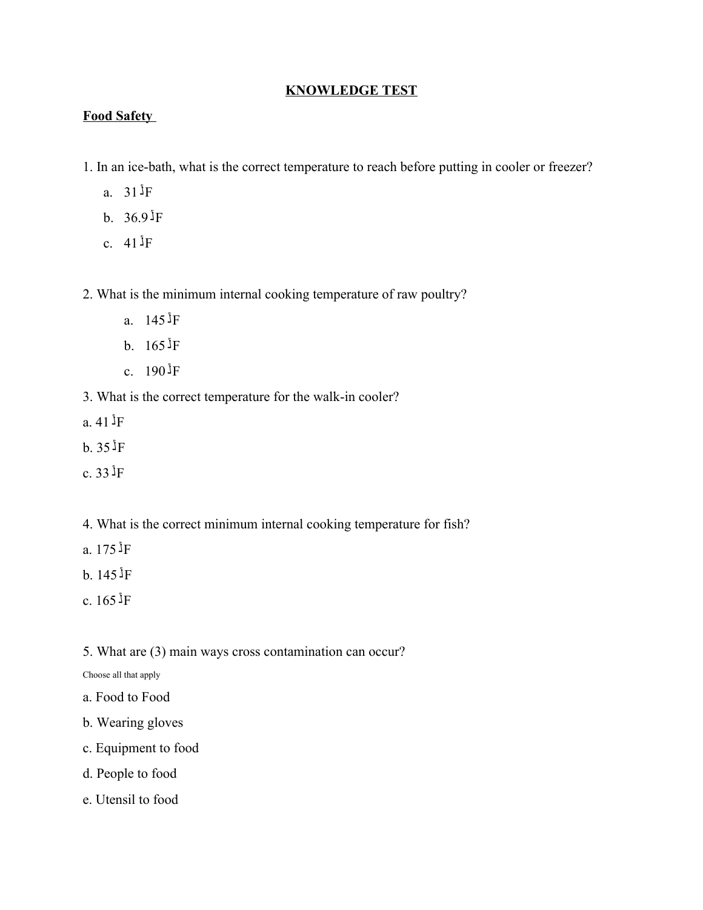# KNOWLEDGE TEST

## Food Safety

1. In an ice-bath, what is the correct temperature to reach before putting in cooler or freezer?
   a. 31°F
   b. 36.9°F
   c. 41°F

2. What is the minimum internal cooking temperature of raw poultry?
   a. 145°F
   b. 165°F
   c. 190°F

3. What is the correct temperature for the walk-in cooler?

a. 41°F

b. 35°F

c. 33°F

4. What is the correct minimum internal cooking temperature for fish?

a. 175°F

b. 145°F

c. 165°F

5. What are (3) main ways cross contamination can occur?

Choose all that apply

a. Food to Food

b. Wearing gloves

c. Equipment to food

d. People to food

e. Utensil to food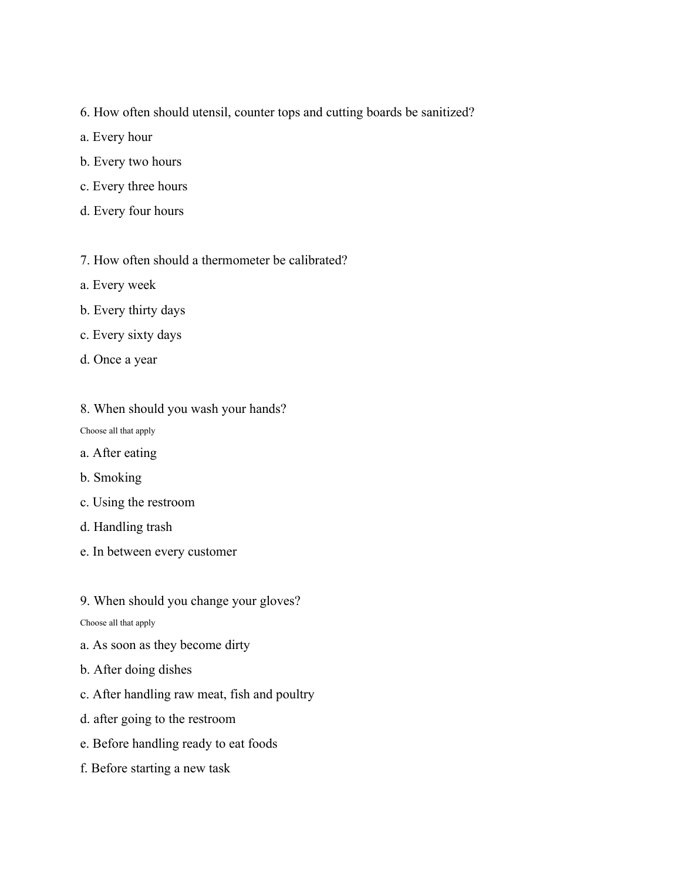6. How often should utensil, counter tops and cutting boards be sanitized?

a. Every hour

b. Every two hours

c. Every three hours

d. Every four hours

7. How often should a thermometer be calibrated?

a. Every week

b. Every thirty days

c. Every sixty days

d. Once a year

8. When should you wash your hands?

Choose all that apply

a. After eating

b. Smoking

c. Using the restroom

d. Handling trash

e. In between every customer

9. When should you change your gloves?

Choose all that apply

a. As soon as they become dirty

b. After doing dishes

c. After handling raw meat, fish and poultry

d. after going to the restroom

e. Before handling ready to eat foods

f. Before starting a new task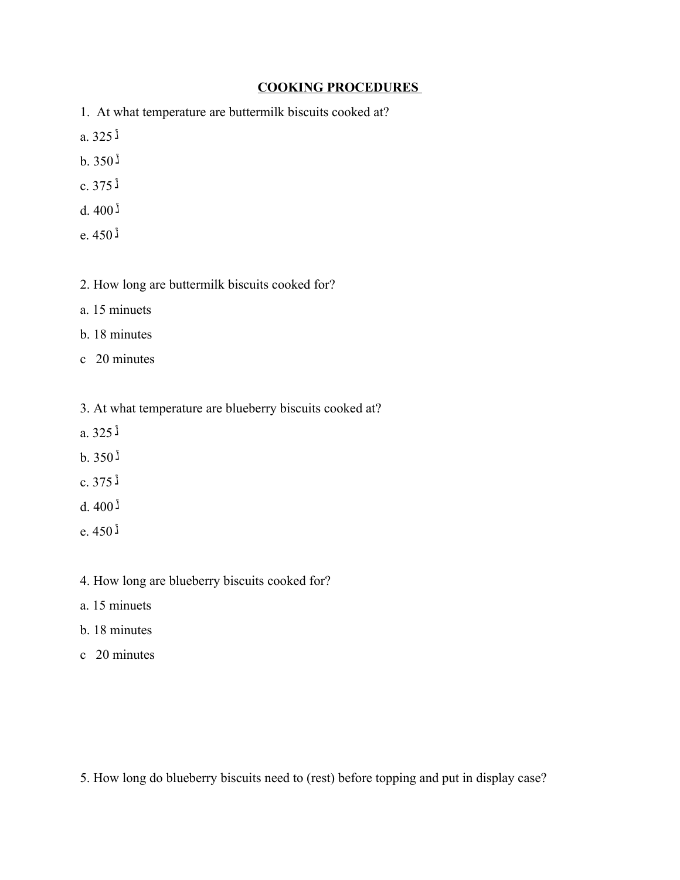**COOKING PROCEDURES**

1. At what temperature are buttermilk biscuits cooked at?

a. 325 أ

b. 350 أ

c. 375 أ

d. 400 أ

e. 450 أ

2. How long are buttermilk biscuits cooked for?

a. 15 minuets

b. 18 minutes

c 20 minutes

3. At what temperature are blueberry biscuits cooked at?

a. 325 أ

b. 350 أ

c. 375 أ

d. 400 أ

e. 450 أ

4. How long are blueberry biscuits cooked for?

a. 15 minuets

b. 18 minutes

c 20 minutes

5. How long do blueberry biscuits need to (rest) before topping and put in display case?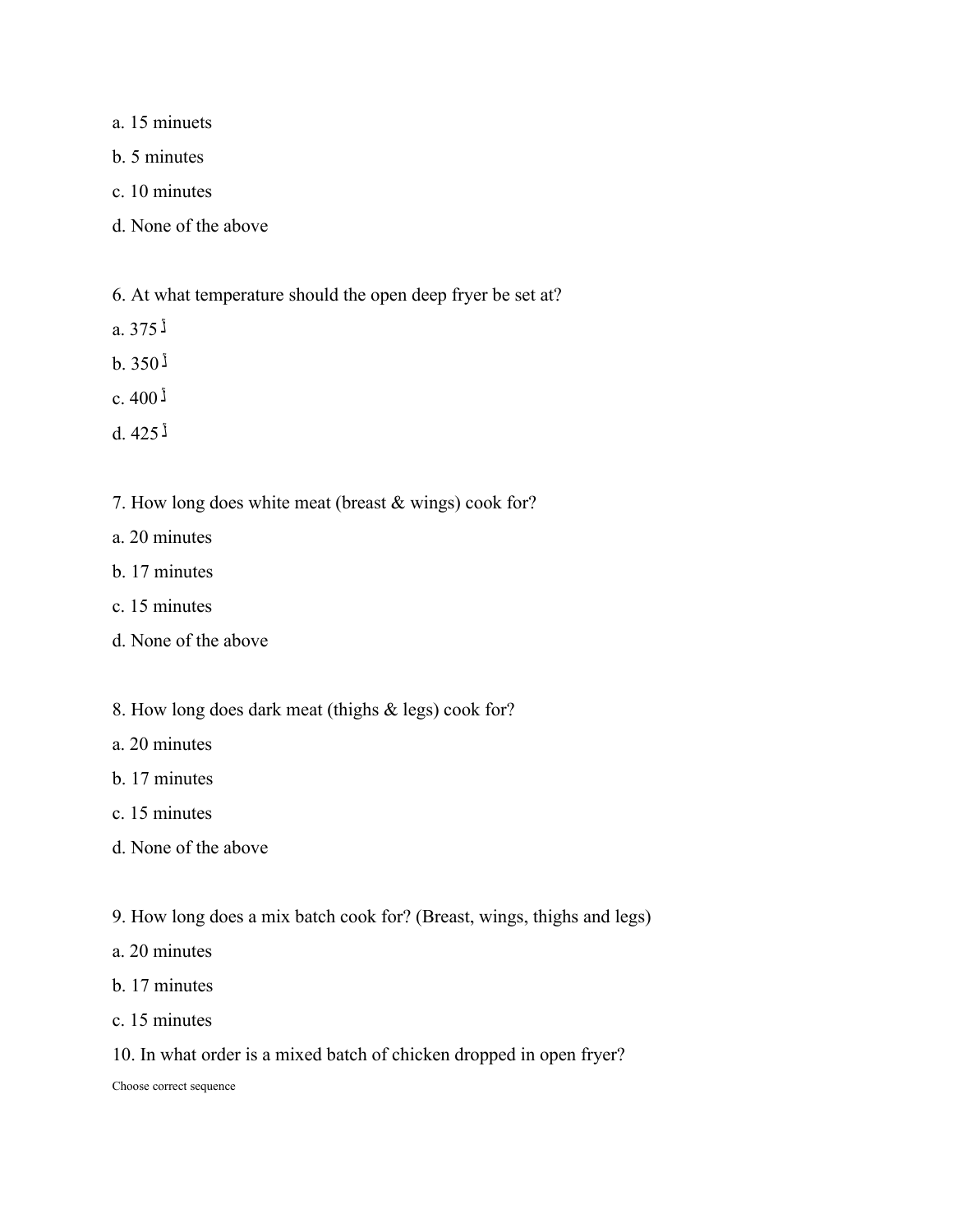a. 15 minuets

b. 5 minutes

c. 10 minutes

d. None of the above

6. At what temperature should the open deep fryer be set at?

a. 375 أ

b. 350 أ

c. 400 أ

d. 425 أ

7. How long does white meat (breast & wings) cook for?

a. 20 minutes

b. 17 minutes

c. 15 minutes

d. None of the above

8. How long does dark meat (thighs & legs) cook for?

a. 20 minutes

b. 17 minutes

c. 15 minutes

d. None of the above

9. How long does a mix batch cook for? (Breast, wings, thighs and legs)

a. 20 minutes

b. 17 minutes

c. 15 minutes

10. In what order is a mixed batch of chicken dropped in open fryer?

Choose correct sequence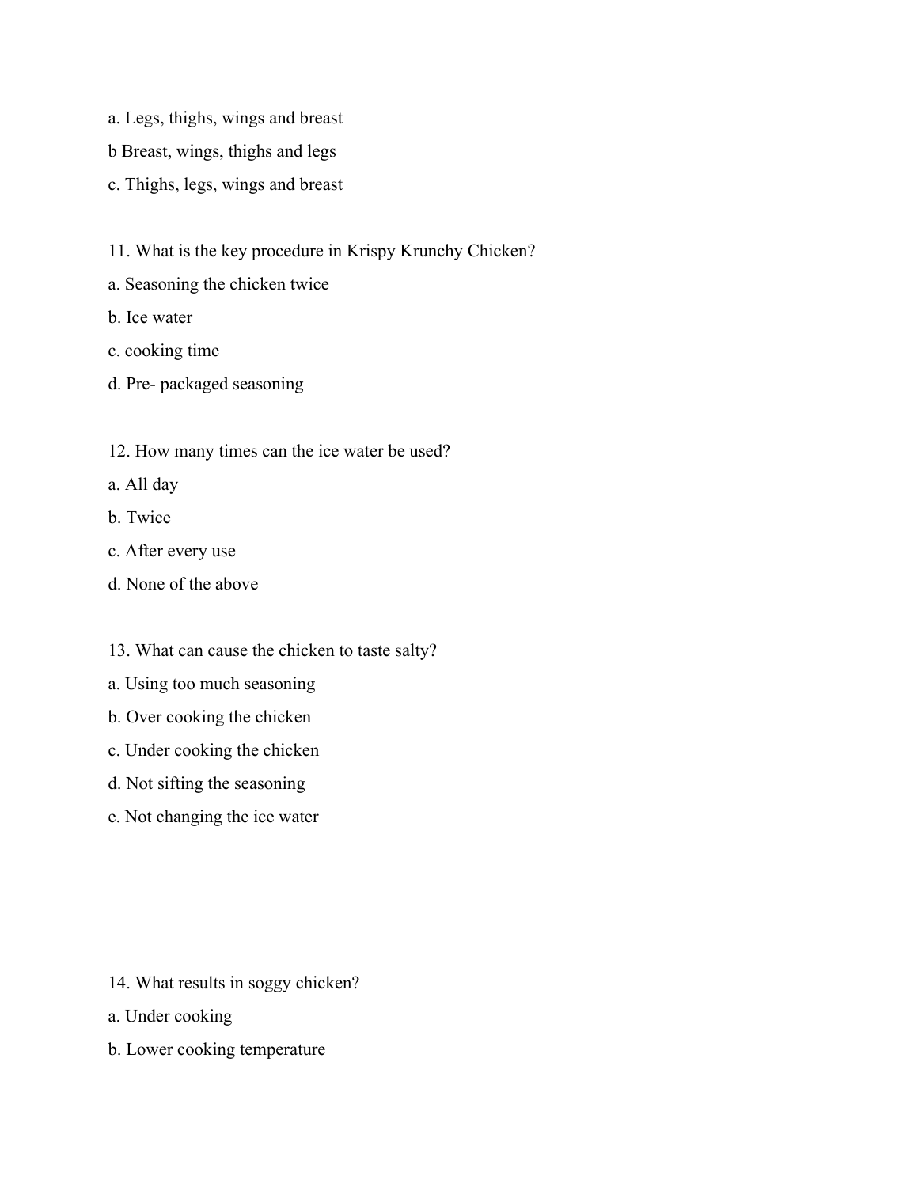a. Legs, thighs, wings and breast

b Breast, wings, thighs and legs

c. Thighs, legs, wings and breast

11. What is the key procedure in Krispy Krunchy Chicken?

a. Seasoning the chicken twice

b. Ice water

c. cooking time

d. Pre- packaged seasoning

12. How many times can the ice water be used?

a. All day

b. Twice

c. After every use

d. None of the above

13. What can cause the chicken to taste salty?

a. Using too much seasoning

b. Over cooking the chicken

c. Under cooking the chicken

d. Not sifting the seasoning

e. Not changing the ice water

14. What results in soggy chicken?

a. Under cooking

b. Lower cooking temperature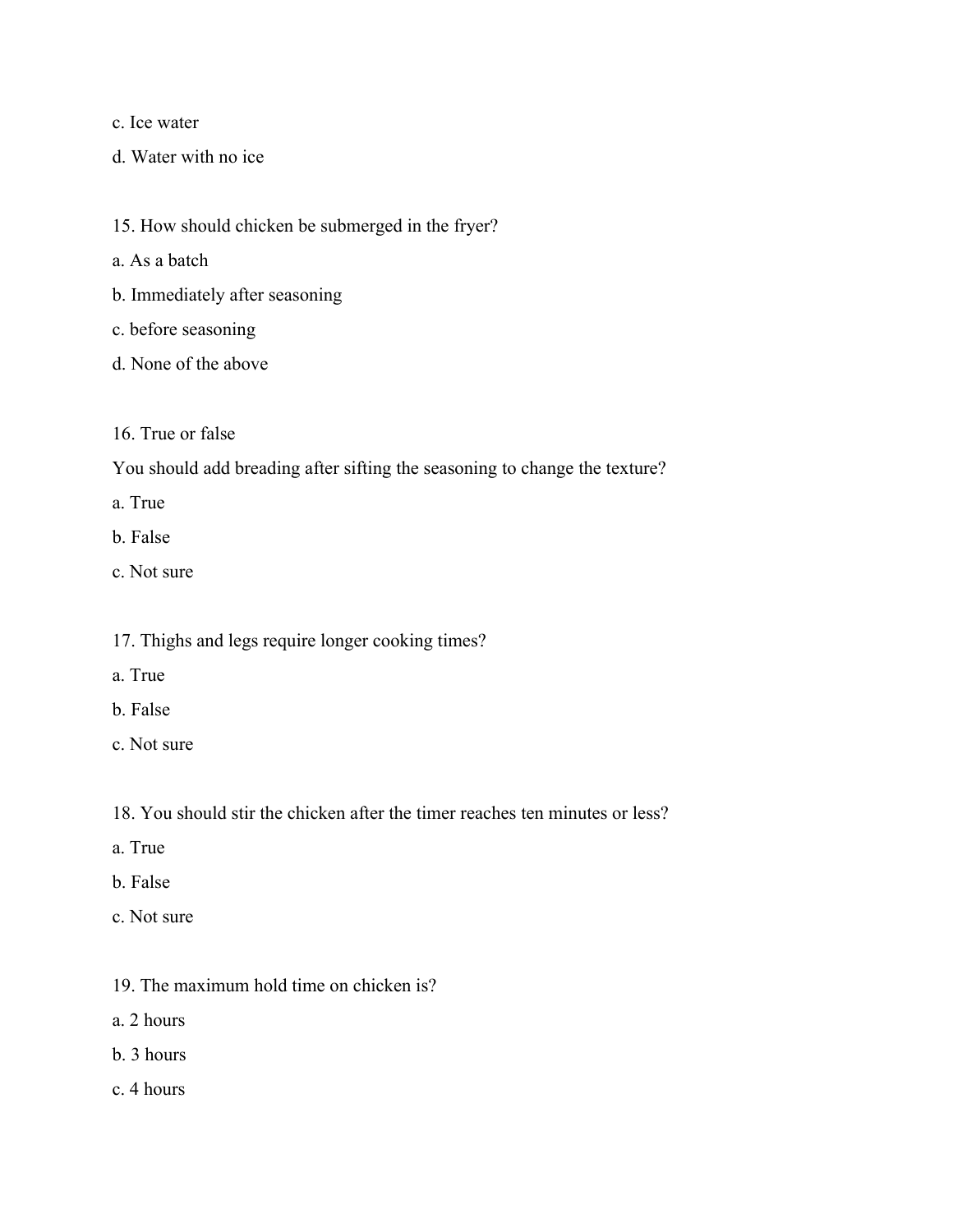c. Ice water

d. Water with no ice

15. How should chicken be submerged in the fryer?

a. As a batch

b. Immediately after seasoning

c. before seasoning

d. None of the above

16. True or false

You should add breading after sifting the seasoning to change the texture?

a. True

b. False

c. Not sure

17. Thighs and legs require longer cooking times?

a. True

b. False

c. Not sure

18. You should stir the chicken after the timer reaches ten minutes or less?

a. True

b. False

c. Not sure

19. The maximum hold time on chicken is?

a. 2 hours

b. 3 hours

c. 4 hours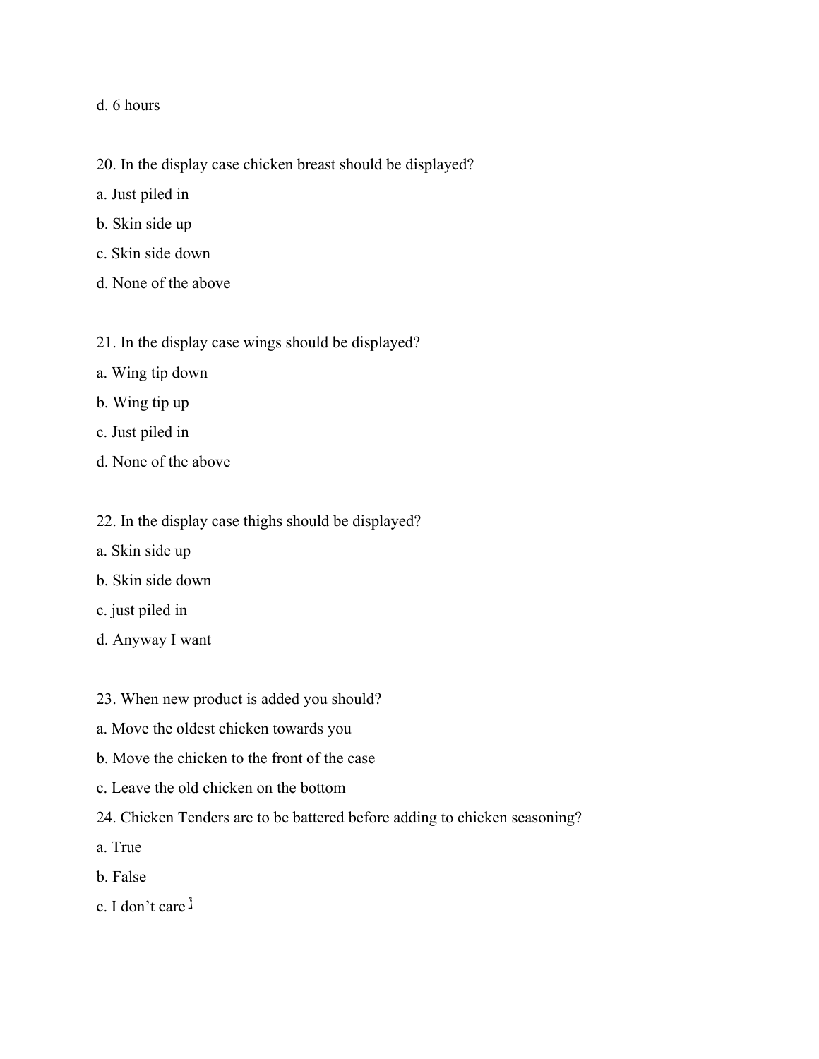d. 6 hours

20. In the display case chicken breast should be displayed?

a. Just piled in

b. Skin side up

c. Skin side down

d. None of the above

21. In the display case wings should be displayed?

a. Wing tip down

b. Wing tip up

c. Just piled in

d. None of the above

22. In the display case thighs should be displayed?

a. Skin side up

b. Skin side down

c. just piled in

d. Anyway I want

23. When new product is added you should?

a. Move the oldest chicken towards you

b. Move the chicken to the front of the case

c. Leave the old chicken on the bottom

24. Chicken Tenders are to be battered before adding to chicken seasoning?

a. True

b. False

c. I don't care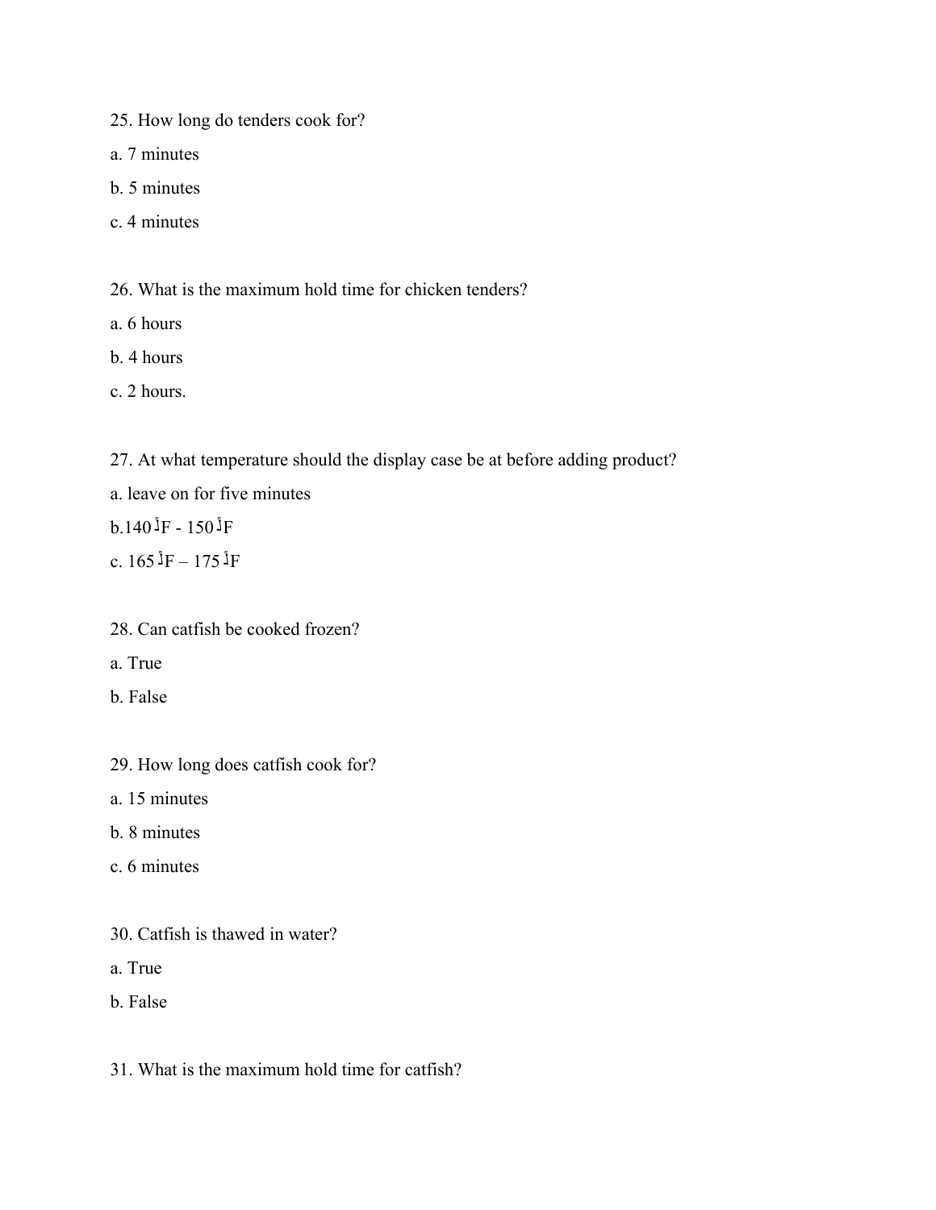25. How long do tenders cook for?

a. 7 minutes

b. 5 minutes

c. 4 minutes

26. What is the maximum hold time for chicken tenders?

a. 6 hours

b. 4 hours

c. 2 hours.

27. At what temperature should the display case be at before adding product?

a. leave on for five minutes

b.140 ̊F - 150 ̊F

c. 165 ̊F – 175 ̊F

28. Can catfish be cooked frozen?

a. True

b. False

29. How long does catfish cook for?

a. 15 minutes

b. 8 minutes

c. 6 minutes

30. Catfish is thawed in water?

a. True

b. False

31. What is the maximum hold time for catfish?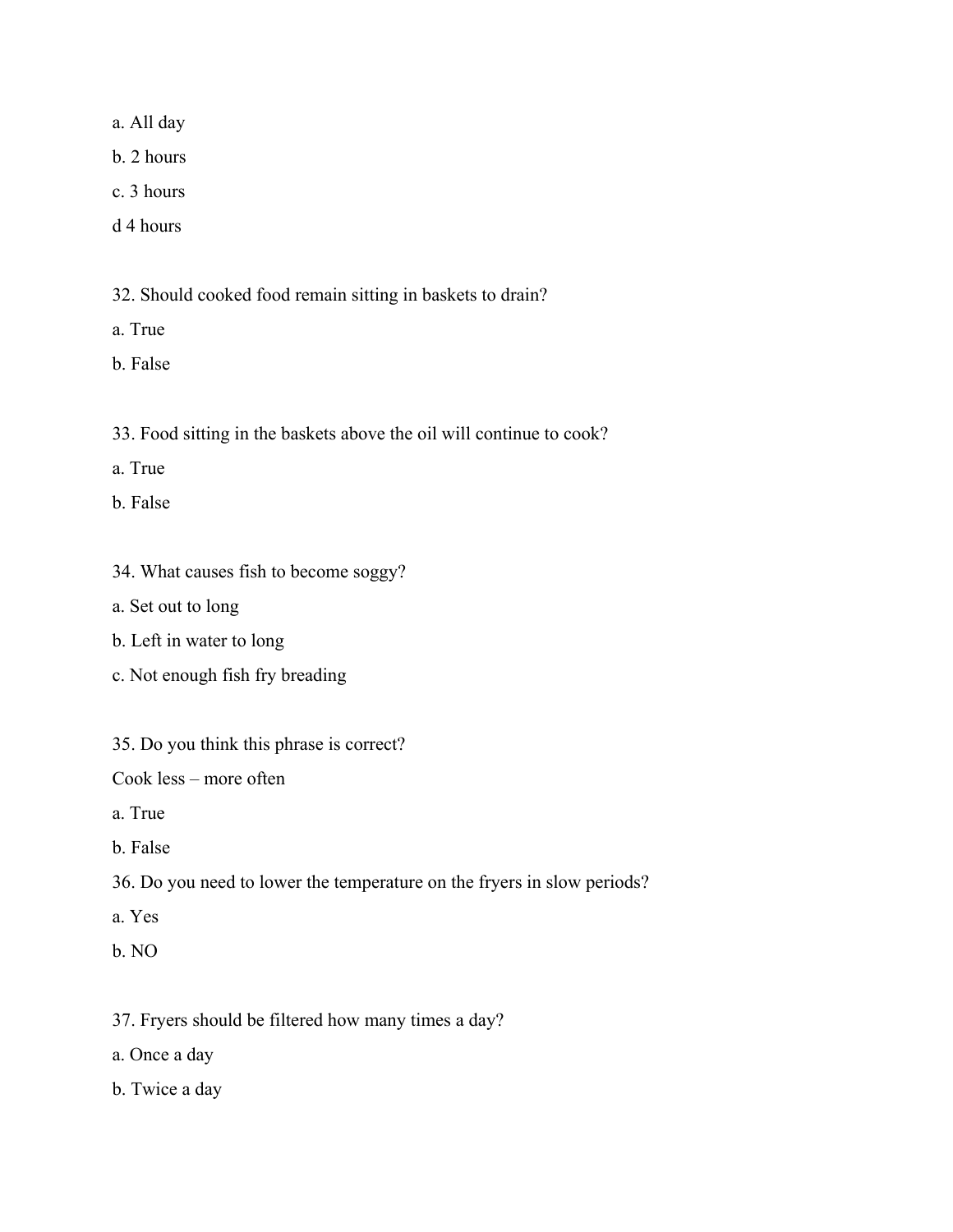a. All day

b. 2 hours

c. 3 hours

d 4 hours

32. Should cooked food remain sitting in baskets to drain?

a. True

b. False

33. Food sitting in the baskets above the oil will continue to cook?

a. True

b. False

34. What causes fish to become soggy?

a. Set out to long

b. Left in water to long

c. Not enough fish fry breading

35. Do you think this phrase is correct?

Cook less – more often

a. True

b. False

36. Do you need to lower the temperature on the fryers in slow periods?

a. Yes

b. NO

37. Fryers should be filtered how many times a day?

a. Once a day

b. Twice a day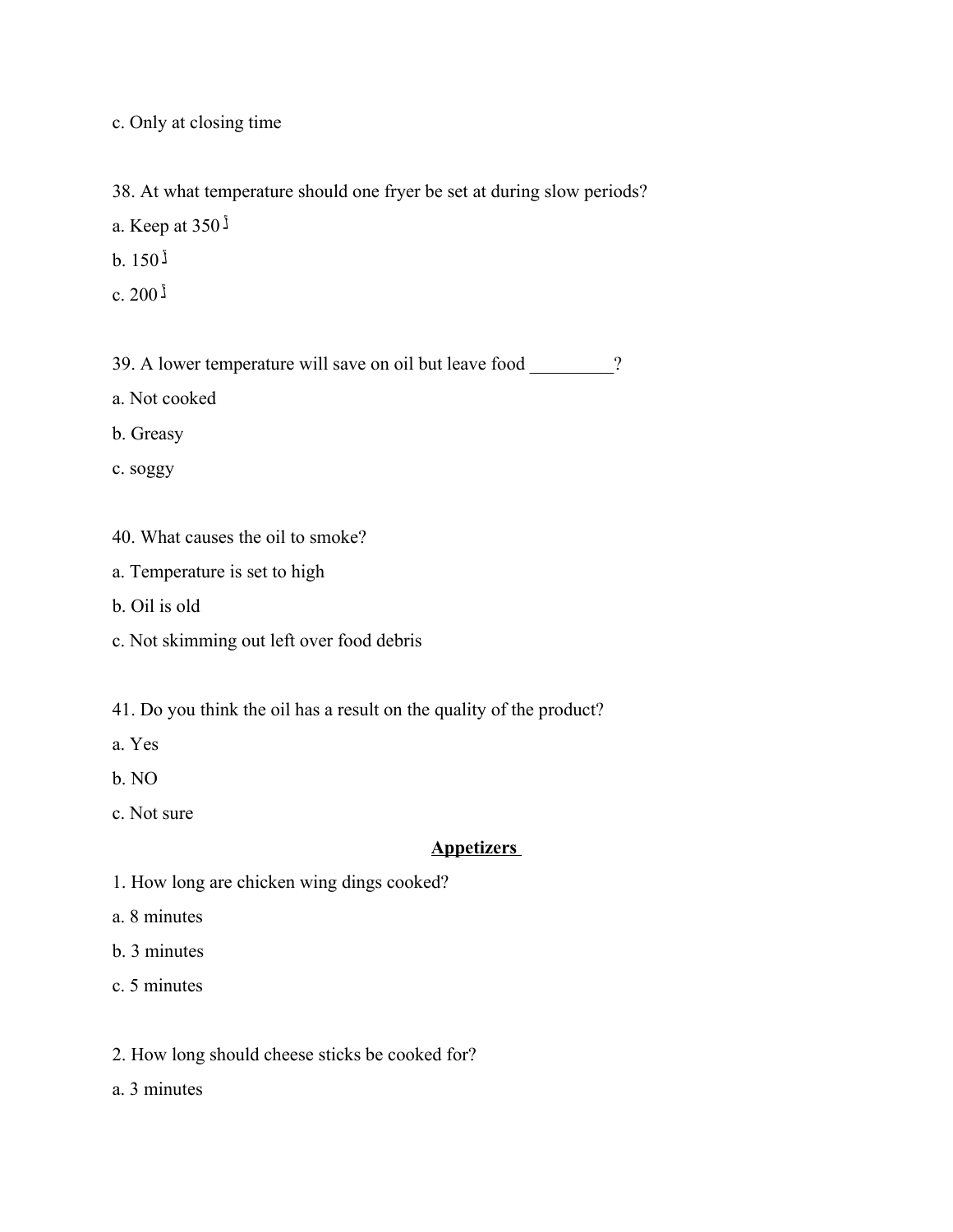c. Only at closing time

38. At what temperature should one fryer be set at during slow periods?

a. Keep at 350أ

b. 150أ

c. 200أ

39. A lower temperature will save on oil but leave food _________?

a. Not cooked

b. Greasy

c. soggy

40. What causes the oil to smoke?

a. Temperature is set to high

b. Oil is old

c. Not skimming out left over food debris

41. Do you think the oil has a result on the quality of the product?

a. Yes

b. NO

c. Not sure

## Appetizers

1. How long are chicken wing dings cooked?

a. 8 minutes

b. 3 minutes

c. 5 minutes

2. How long should cheese sticks be cooked for?

a. 3 minutes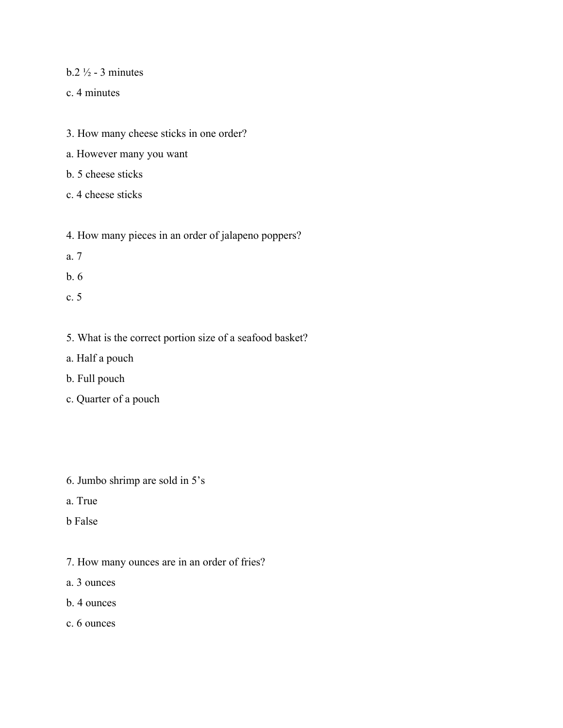b.2 ½ - 3 minutes

c. 4 minutes

3. How many cheese sticks in one order?

a. However many you want

b. 5 cheese sticks

c. 4 cheese sticks

4. How many pieces in an order of jalapeno poppers?

a. 7

b. 6

c. 5

5. What is the correct portion size of a seafood basket?

a. Half a pouch

b. Full pouch

c. Quarter of a pouch

6. Jumbo shrimp are sold in 5's

a. True

b False

7. How many ounces are in an order of fries?

a. 3 ounces

b. 4 ounces

c. 6 ounces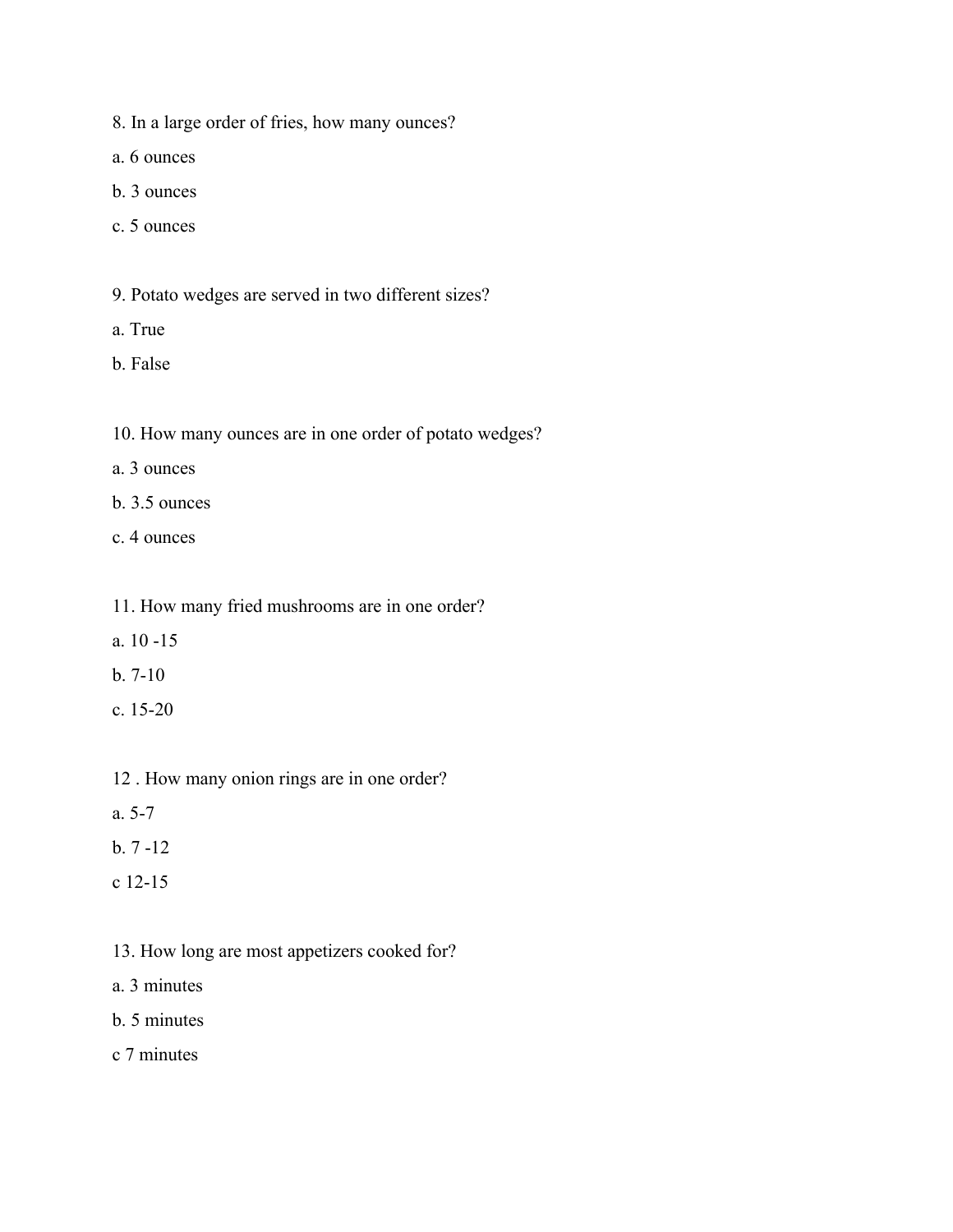8. In a large order of fries, how many ounces?

a. 6 ounces

b. 3 ounces

c. 5 ounces

9. Potato wedges are served in two different sizes?

a. True

b. False

10. How many ounces are in one order of potato wedges?

a. 3 ounces

b. 3.5 ounces

c. 4 ounces

11. How many fried mushrooms are in one order?

a. 10 -15

b. 7-10

c. 15-20

12 . How many onion rings are in one order?

a. 5-7

b. 7 -12

c 12-15

13. How long are most appetizers cooked for?

a. 3 minutes

b. 5 minutes

c 7 minutes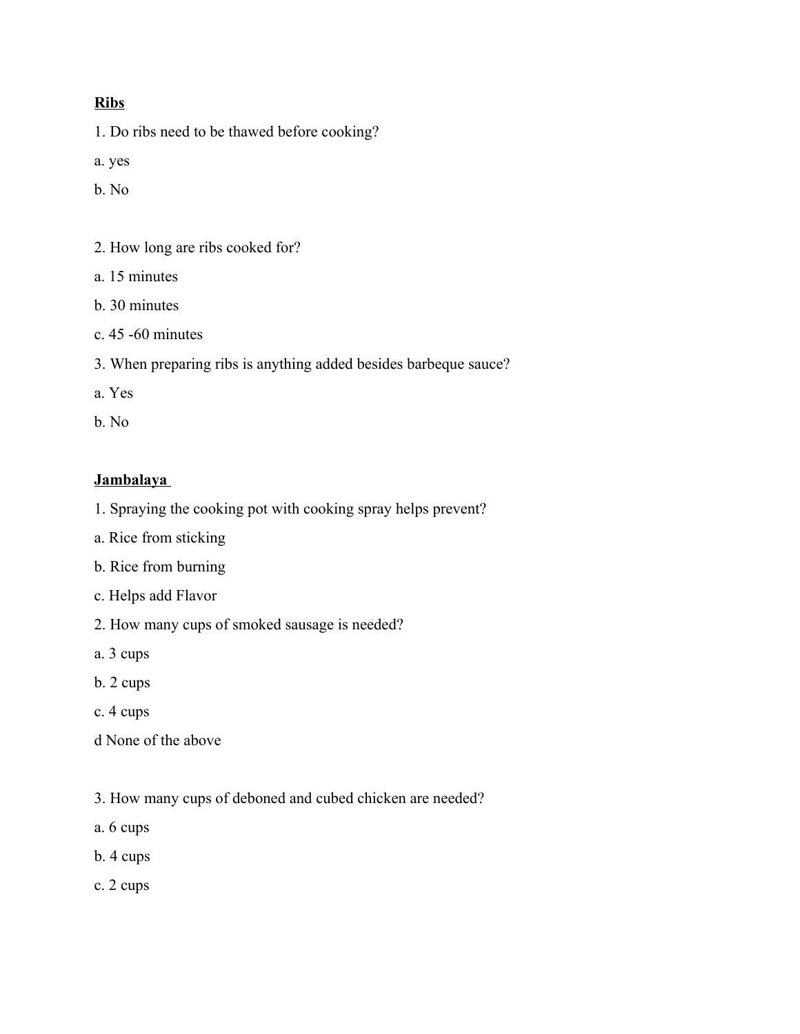**Ribs**

1. Do ribs need to be thawed before cooking?

a. yes

b. No

2. How long are ribs cooked for?

a. 15 minutes

b. 30 minutes

c. 45 -60 minutes

3. When preparing ribs is anything added besides barbeque sauce?

a. Yes

b. No

**Jambalaya**

1. Spraying the cooking pot with cooking spray helps prevent?

a. Rice from sticking

b. Rice from burning

c. Helps add Flavor

2. How many cups of smoked sausage is needed?

a. 3 cups

b. 2 cups

c. 4 cups

d None of the above

3. How many cups of deboned and cubed chicken are needed?

a. 6 cups

b. 4 cups

c. 2 cups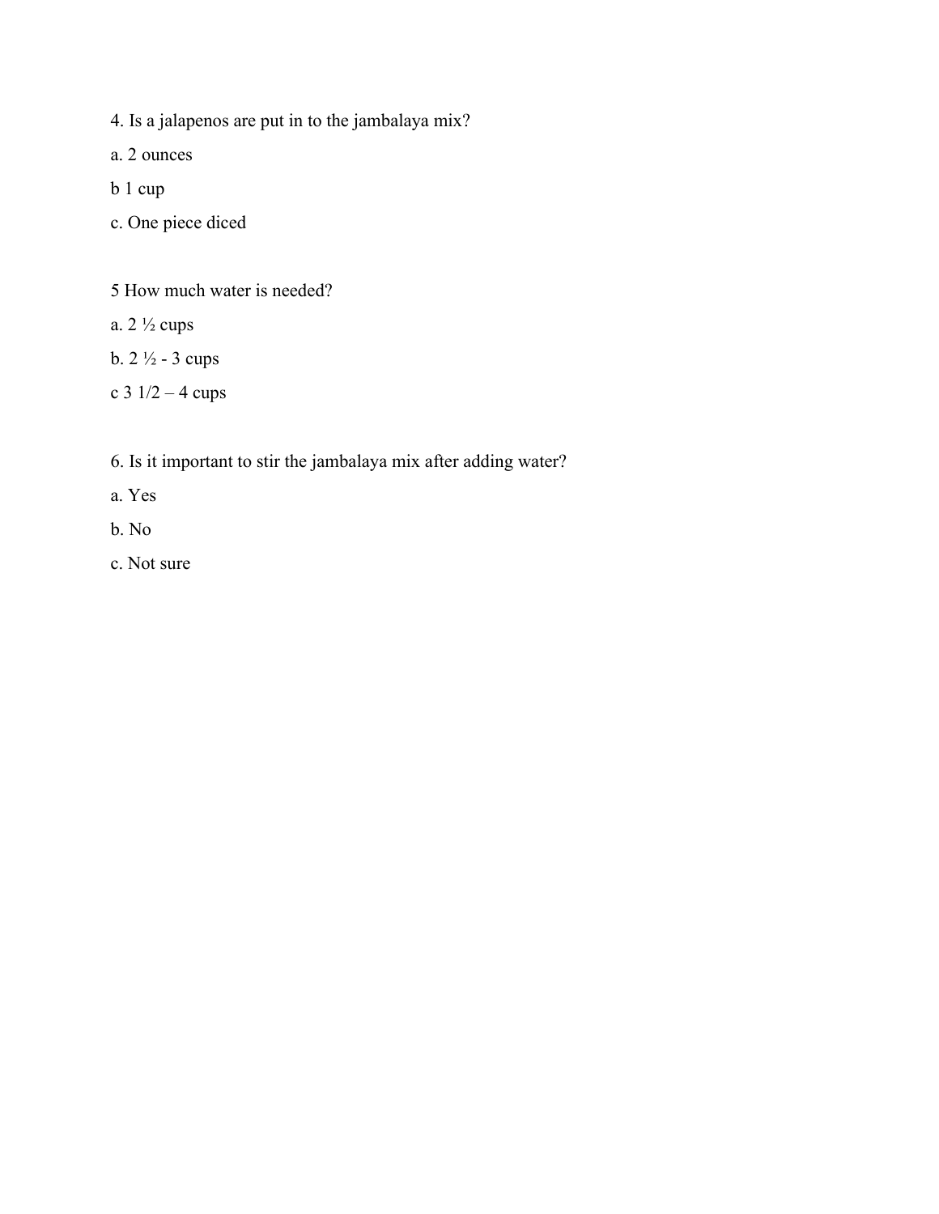4. Is a jalapenos are put in to the jambalaya mix?

a. 2 ounces

b 1 cup

c. One piece diced

5 How much water is needed?

a. 2 ½ cups

b. 2 ½ - 3 cups

c 3 1/2 – 4 cups

6. Is it important to stir the jambalaya mix after adding water?

a. Yes

b. No

c. Not sure